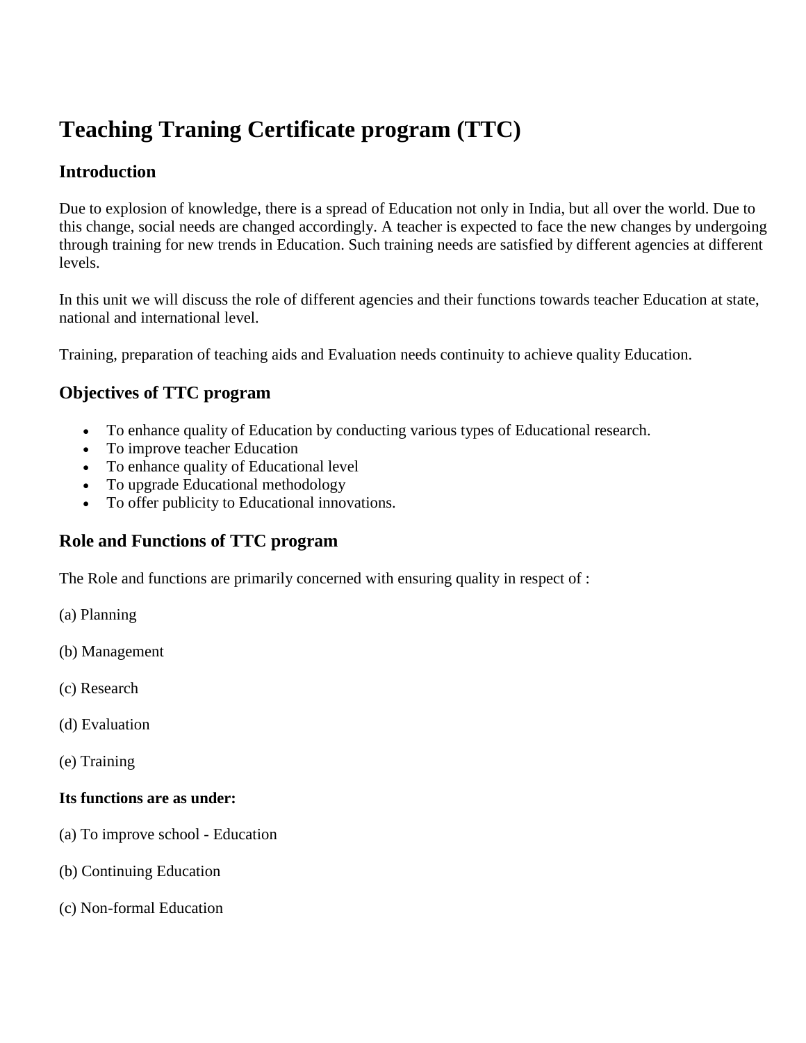# Teaching Traning Certificate program (TTC)

## Introduction

Due to explosion of knowledge, there is a spread of Education not only in India, but all over the world. Due to this change, social needs are changed accordingly. A teacher is expected to face the new changes by undergoing through training for new trends in Education. Such training needs are satisfied by different agencies at different levels.

In this unit we will discuss the role of different agencies and their functions towards teacher Education at state, national and international level.

Training, preparation of teaching aids and Evaluation needs continuity to achieve quality Education.

## Objectives of TTC program

- To enhance quality of Education by conducting various types of Educational research.
- To improve teacher Education
- To enhance quality of Educational level
- To upgrade Educational methodology
- To offer publicity to Educational innovations.

## Role and Functions of TTC program

The Role and functions are primarily concerned with ensuring quality in respect of :

(a) Planning

(b) Management

(c) Research

(d) Evaluation

(e) Training

**Its functions are as under:**

(a) To improve school - Education

(b) Continuing Education

(c) Non-formal Education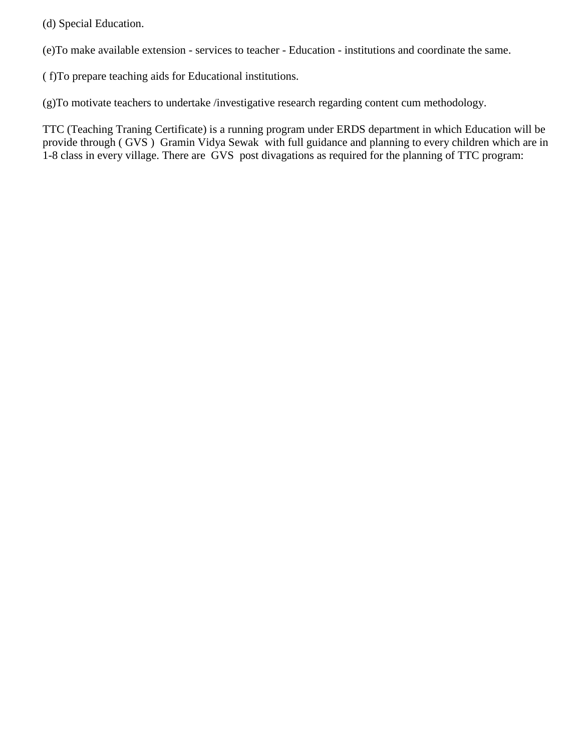(d) Special Education.

(e)To make available extension - services to teacher - Education - institutions and coordinate the same.

( f)To prepare teaching aids for Educational institutions.

(g)To motivate teachers to undertake /investigative research regarding content cum methodology.

TTC (Teaching Traning Certificate) is a running program under ERDS department in which Education will be provide through ( GVS ) Gramin Vidya Sewak with full guidance and planning to every children which are in 1-8 class in every village. There are GVS post divagations as required for the planning of TTC program: